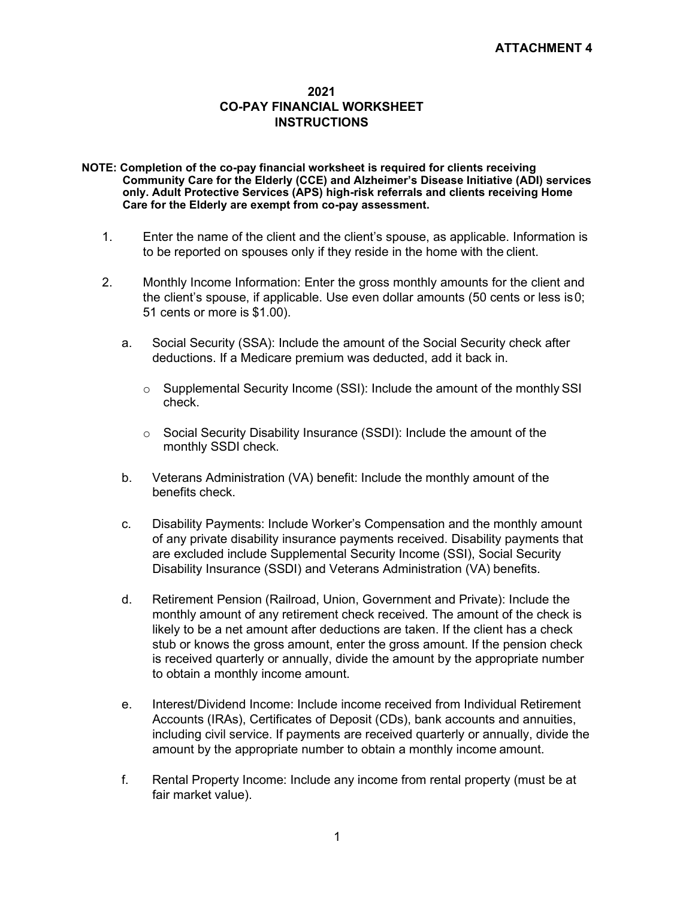**ATTACHMENT 4**

# 2021
# CO-PAY FINANCIAL WORKSHEET
# INSTRUCTIONS

**NOTE: Completion of the co-pay financial worksheet is required for clients receiving Community Care for the Elderly (CCE) and Alzheimer's Disease Initiative (ADI) services only. Adult Protective Services (APS) high-risk referrals and clients receiving Home Care for the Elderly are exempt from co-pay assessment.**

1. Enter the name of the client and the client's spouse, as applicable. Information is to be reported on spouses only if they reside in the home with the client.

2. Monthly Income Information: Enter the gross monthly amounts for the client and the client's spouse, if applicable. Use even dollar amounts (50 cents or less is 0; 51 cents or more is $1.00).

   a. Social Security (SSA): Include the amount of the Social Security check after deductions. If a Medicare premium was deducted, add it back in.

      - Supplemental Security Income (SSI): Include the amount of the monthly SSI check.

      - Social Security Disability Insurance (SSDI): Include the amount of the monthly SSDI check.

   b. Veterans Administration (VA) benefit: Include the monthly amount of the benefits check.

   c. Disability Payments: Include Worker's Compensation and the monthly amount of any private disability insurance payments received. Disability payments that are excluded include Supplemental Security Income (SSI), Social Security Disability Insurance (SSDI) and Veterans Administration (VA) benefits.

   d. Retirement Pension (Railroad, Union, Government and Private): Include the monthly amount of any retirement check received. The amount of the check is likely to be a net amount after deductions are taken. If the client has a check stub or knows the gross amount, enter the gross amount. If the pension check is received quarterly or annually, divide the amount by the appropriate number to obtain a monthly income amount.

   e. Interest/Dividend Income: Include income received from Individual Retirement Accounts (IRAs), Certificates of Deposit (CDs), bank accounts and annuities, including civil service. If payments are received quarterly or annually, divide the amount by the appropriate number to obtain a monthly income amount.

   f. Rental Property Income: Include any income from rental property (must be at fair market value).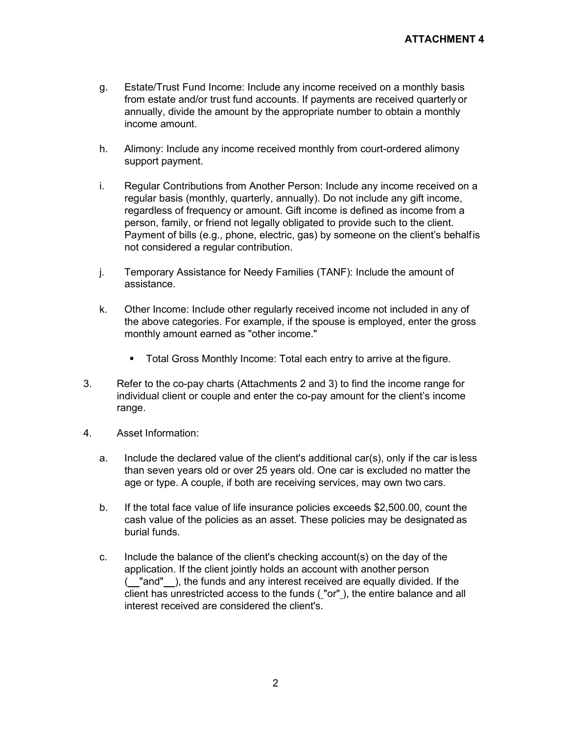g. Estate/Trust Fund Income: Include any income received on a monthly basis from estate and/or trust fund accounts. If payments are received quarterly or annually, divide the amount by the appropriate number to obtain a monthly income amount.

h. Alimony: Include any income received monthly from court-ordered alimony support payment.

i. Regular Contributions from Another Person: Include any income received on a regular basis (monthly, quarterly, annually). Do not include any gift income, regardless of frequency or amount. Gift income is defined as income from a person, family, or friend not legally obligated to provide such to the client. Payment of bills (e.g., phone, electric, gas) by someone on the client's behalf is not considered a regular contribution.

j. Temporary Assistance for Needy Families (TANF): Include the amount of assistance.

k. Other Income: Include other regularly received income not included in any of the above categories. For example, if the spouse is employed, enter the gross monthly amount earned as "other income."

   - Total Gross Monthly Income: Total each entry to arrive at the figure.

3. Refer to the co-pay charts (Attachments 2 and 3) to find the income range for individual client or couple and enter the co-pay amount for the client's income range.

4. Asset Information:

   a. Include the declared value of the client's additional car(s), only if the car is less than seven years old or over 25 years old. One car is excluded no matter the age or type. A couple, if both are receiving services, may own two cars.

   b. If the total face value of life insurance policies exceeds $2,500.00, count the cash value of the policies as an asset. These policies may be designated as burial funds.

   c. Include the balance of the client's checking account(s) on the day of the application. If the client jointly holds an account with another person (__"and"__), the funds and any interest received are equally divided. If the client has unrestricted access to the funds (_"or"_), the entire balance and all interest received are considered the client's.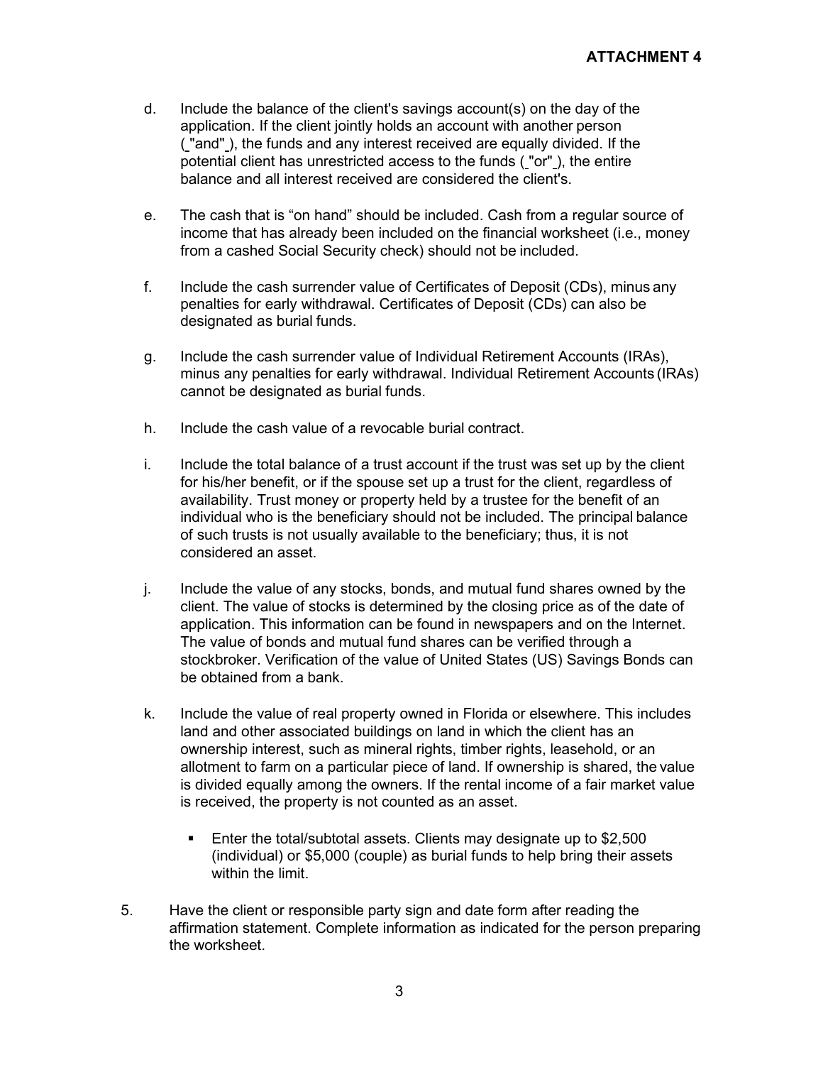**ATTACHMENT 4**

d. Include the balance of the client's savings account(s) on the day of the application. If the client jointly holds an account with another person ("and"), the funds and any interest received are equally divided. If the potential client has unrestricted access to the funds ("or"), the entire balance and all interest received are considered the client's.

e. The cash that is "on hand" should be included. Cash from a regular source of income that has already been included on the financial worksheet (i.e., money from a cashed Social Security check) should not be included.

f. Include the cash surrender value of Certificates of Deposit (CDs), minus any penalties for early withdrawal. Certificates of Deposit (CDs) can also be designated as burial funds.

g. Include the cash surrender value of Individual Retirement Accounts (IRAs), minus any penalties for early withdrawal. Individual Retirement Accounts (IRAs) cannot be designated as burial funds.

h. Include the cash value of a revocable burial contract.

i. Include the total balance of a trust account if the trust was set up by the client for his/her benefit, or if the spouse set up a trust for the client, regardless of availability. Trust money or property held by a trustee for the benefit of an individual who is the beneficiary should not be included. The principal balance of such trusts is not usually available to the beneficiary; thus, it is not considered an asset.

j. Include the value of any stocks, bonds, and mutual fund shares owned by the client. The value of stocks is determined by the closing price as of the date of application. This information can be found in newspapers and on the Internet. The value of bonds and mutual fund shares can be verified through a stockbroker. Verification of the value of United States (US) Savings Bonds can be obtained from a bank.

k. Include the value of real property owned in Florida or elsewhere. This includes land and other associated buildings on land in which the client has an ownership interest, such as mineral rights, timber rights, leasehold, or an allotment to farm on a particular piece of land. If ownership is shared, the value is divided equally among the owners. If the rental income of a fair market value is received, the property is not counted as an asset.

   - Enter the total/subtotal assets. Clients may designate up to $2,500 (individual) or $5,000 (couple) as burial funds to help bring their assets within the limit.

5. Have the client or responsible party sign and date form after reading the affirmation statement. Complete information as indicated for the person preparing the worksheet.